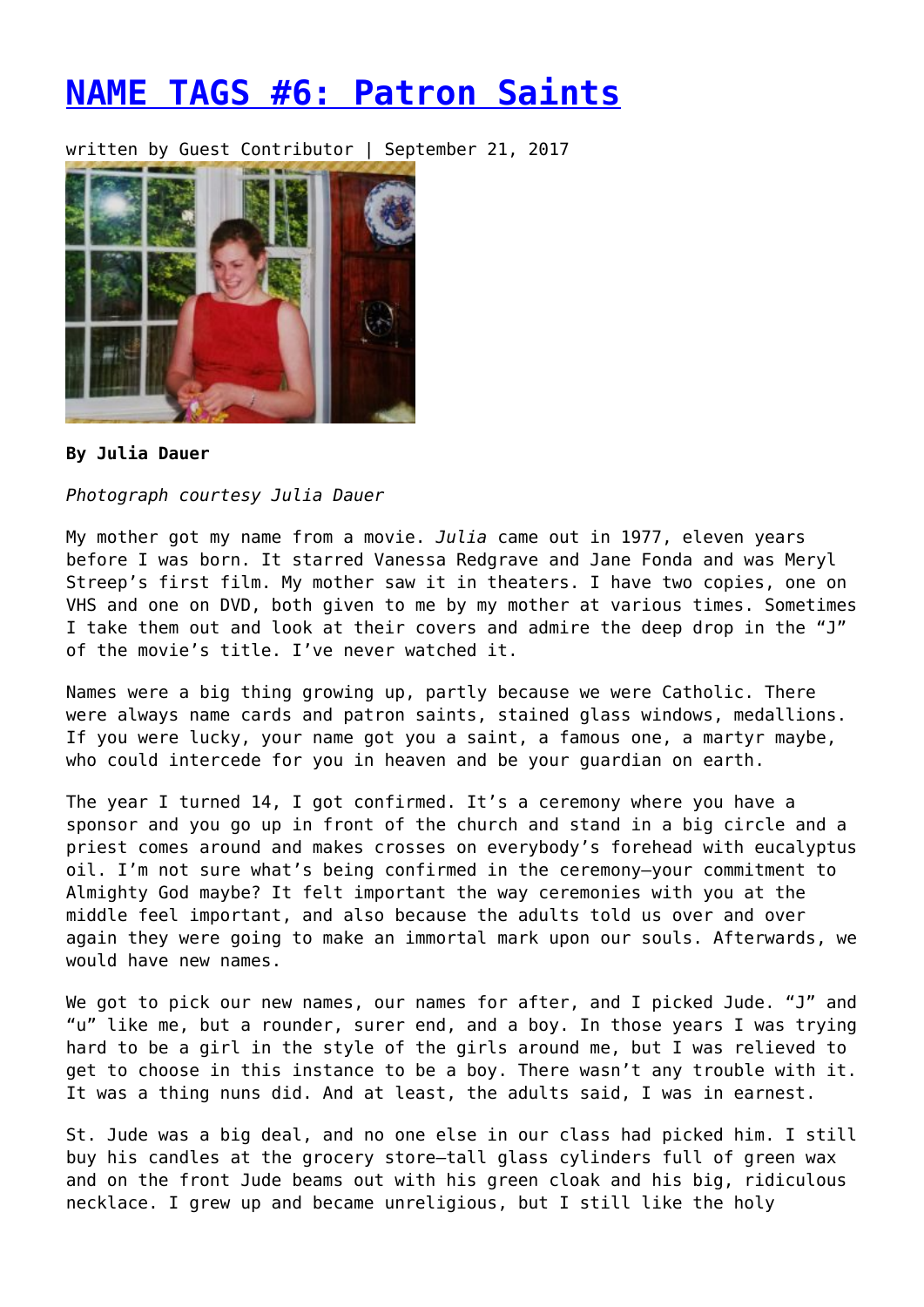# NAME TAGS #6: Patron Saints

written by Guest Contributor | September 21, 2017

**By Julia Dauer**

*Photograph courtesy Julia Dauer*

My mother got my name from a movie. *Julia* came out in 1977, eleven years before I was born. It starred Vanessa Redgrave and Jane Fonda and was Meryl Streep's first film. My mother saw it in theaters. I have two copies, one on VHS and one on DVD, both given to me by my mother at various times. Sometimes I take them out and look at their covers and admire the deep drop in the "J" of the movie's title. I've never watched it.

Names were a big thing growing up, partly because we were Catholic. There were always name cards and patron saints, stained glass windows, medallions. If you were lucky, your name got you a saint, a famous one, a martyr maybe, who could intercede for you in heaven and be your guardian on earth.

The year I turned 14, I got confirmed. It's a ceremony where you have a sponsor and you go up in front of the church and stand in a big circle and a priest comes around and makes crosses on everybody's forehead with eucalyptus oil. I'm not sure what's being confirmed in the ceremony—your commitment to Almighty God maybe? It felt important the way ceremonies with you at the middle feel important, and also because the adults told us over and over again they were going to make an immortal mark upon our souls. Afterwards, we would have new names.

We got to pick our new names, our names for after, and I picked Jude. "J" and "u" like me, but a rounder, surer end, and a boy. In those years I was trying hard to be a girl in the style of the girls around me, but I was relieved to get to choose in this instance to be a boy. There wasn't any trouble with it. It was a thing nuns did. And at least, the adults said, I was in earnest.

St. Jude was a big deal, and no one else in our class had picked him. I still buy his candles at the grocery store—tall glass cylinders full of green wax and on the front Jude beams out with his green cloak and his big, ridiculous necklace. I grew up and became unreligious, but I still like the holy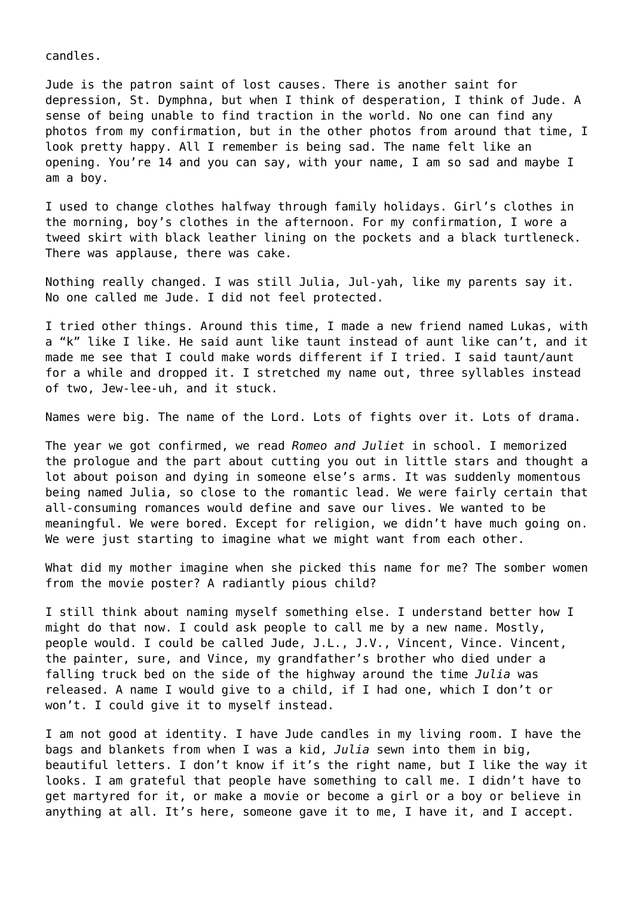candles.

Jude is the patron saint of lost causes. There is another saint for depression, St. Dymphna, but when I think of desperation, I think of Jude. A sense of being unable to find traction in the world. No one can find any photos from my confirmation, but in the other photos from around that time, I look pretty happy. All I remember is being sad. The name felt like an opening. You're 14 and you can say, with your name, I am so sad and maybe I am a boy.

I used to change clothes halfway through family holidays. Girl's clothes in the morning, boy's clothes in the afternoon. For my confirmation, I wore a tweed skirt with black leather lining on the pockets and a black turtleneck. There was applause, there was cake.

Nothing really changed. I was still Julia, Jul-yah, like my parents say it. No one called me Jude. I did not feel protected.

I tried other things. Around this time, I made a new friend named Lukas, with a "k" like I like. He said aunt like taunt instead of aunt like can't, and it made me see that I could make words different if I tried. I said taunt/aunt for a while and dropped it. I stretched my name out, three syllables instead of two, Jew-lee-uh, and it stuck.

Names were big. The name of the Lord. Lots of fights over it. Lots of drama.

The year we got confirmed, we read *Romeo and Juliet* in school. I memorized the prologue and the part about cutting you out in little stars and thought a lot about poison and dying in someone else's arms. It was suddenly momentous being named Julia, so close to the romantic lead. We were fairly certain that all-consuming romances would define and save our lives. We wanted to be meaningful. We were bored. Except for religion, we didn't have much going on. We were just starting to imagine what we might want from each other.

What did my mother imagine when she picked this name for me? The somber women from the movie poster? A radiantly pious child?

I still think about naming myself something else. I understand better how I might do that now. I could ask people to call me by a new name. Mostly, people would. I could be called Jude, J.L., J.V., Vincent, Vince. Vincent, the painter, sure, and Vince, my grandfather's brother who died under a falling truck bed on the side of the highway around the time *Julia* was released. A name I would give to a child, if I had one, which I don't or won't. I could give it to myself instead.

I am not good at identity. I have Jude candles in my living room. I have the bags and blankets from when I was a kid, *Julia* sewn into them in big, beautiful letters. I don't know if it's the right name, but I like the way it looks. I am grateful that people have something to call me. I didn't have to get martyred for it, or make a movie or become a girl or a boy or believe in anything at all. It's here, someone gave it to me, I have it, and I accept.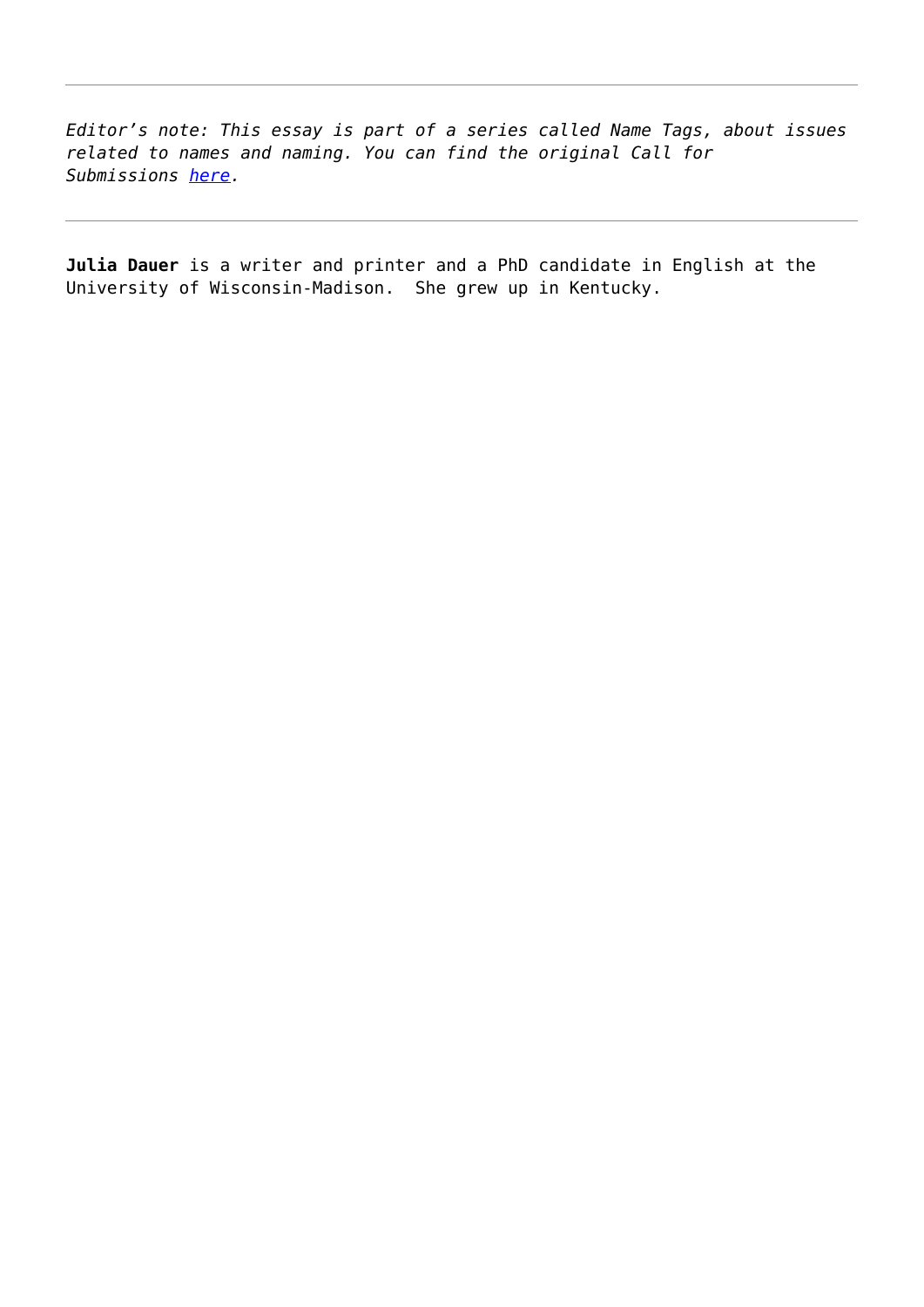---

*Editor's note: This essay is part of a series called Name Tags, about issues related to names and naming. You can find the original Call for Submissions [here](#).*

---

**Julia Dauer** is a writer and printer and a PhD candidate in English at the University of Wisconsin-Madison. She grew up in Kentucky.